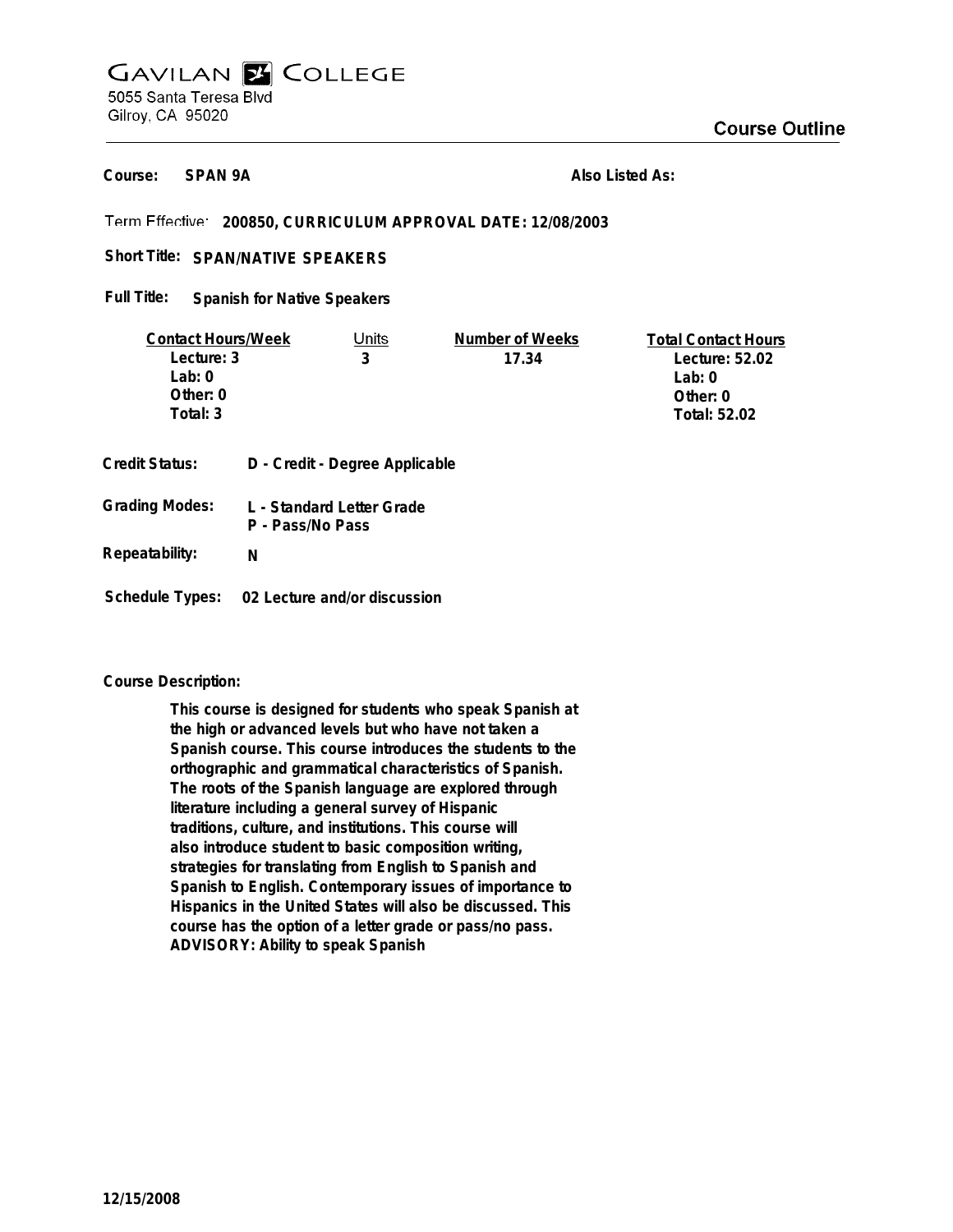# GAVILAN COLLEGE

5055 Santa Teresa Blvd
Gilroy, CA 95020

## Course Outline

**Course:** SPAN 9A **Also Listed As:**

**Term Effective:** 200850, CURRICULUM APPROVAL DATE: 12/08/2003

**Short Title:** SPAN/NATIVE SPEAKERS

**Full Title:** Spanish for Native Speakers

| Contact Hours/Week | Units | Number of Weeks | Total Contact Hours |
|---|---|---|---|
| Lecture: 3 | 3 | 17.34 | Lecture: 52.02 |
| Lab: 0 | | | Lab: 0 |
| Other: 0 | | | Other: 0 |
| Total: 3 | | | Total: 52.02 |

**Credit Status:** D - Credit - Degree Applicable

**Grading Modes:** L - Standard Letter Grade
P - Pass/No Pass

**Repeatability:** N

**Schedule Types:** 02 Lecture and/or discussion

**Course Description:**

This course is designed for students who speak Spanish at the high or advanced levels but who have not taken a Spanish course. This course introduces the students to the orthographic and grammatical characteristics of Spanish. The roots of the Spanish language are explored through literature including a general survey of Hispanic traditions, culture, and institutions. This course will also introduce student to basic composition writing, strategies for translating from English to Spanish and Spanish to English. Contemporary issues of importance to Hispanics in the United States will also be discussed. This course has the option of a letter grade or pass/no pass. ADVISORY: Ability to speak Spanish

12/15/2008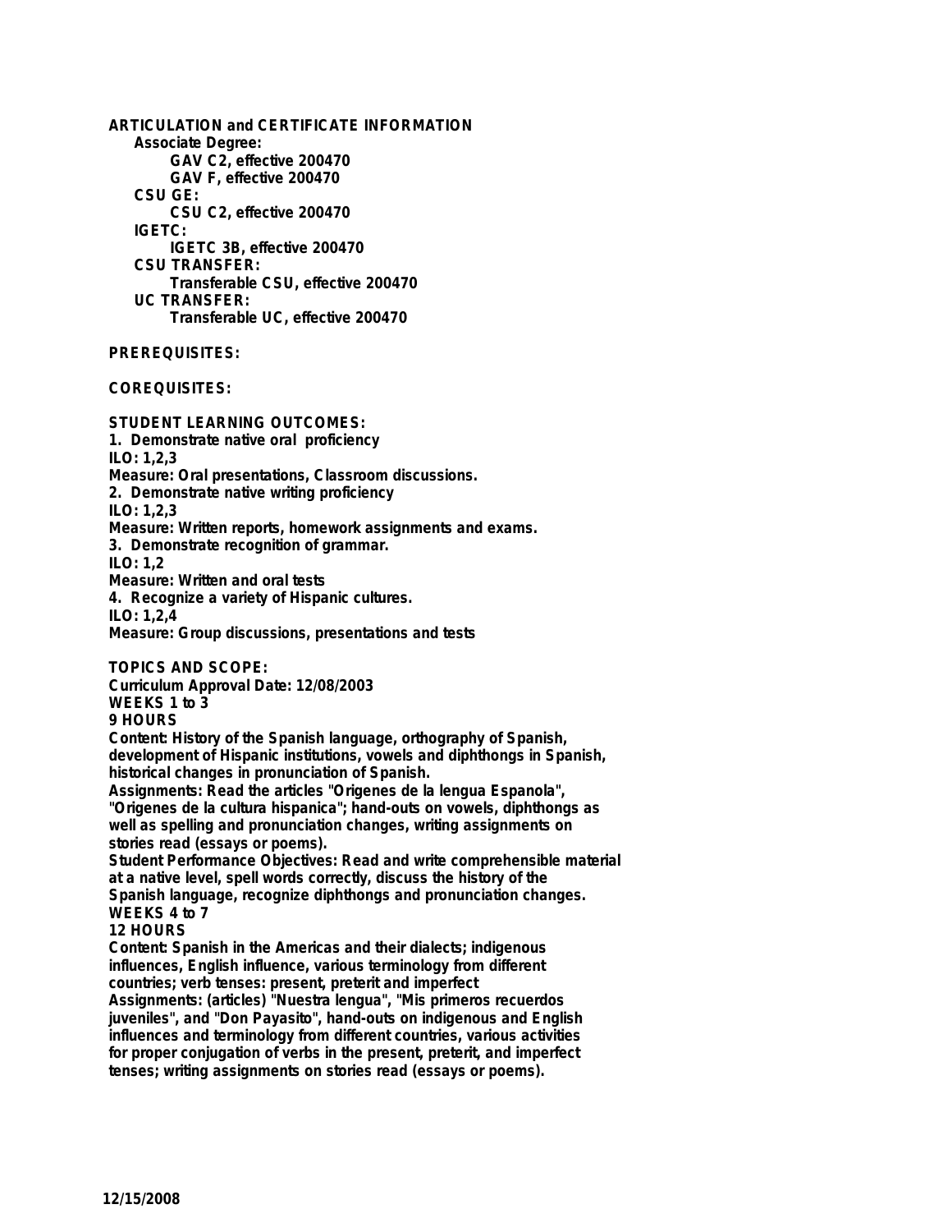**ARTICULATION and CERTIFICATE INFORMATION**

**Associate Degree:**

GAV C2, effective 200470

GAV F, effective 200470

**CSU GE:**

CSU C2, effective 200470

**IGETC:**

IGETC 3B, effective 200470

**CSU TRANSFER:**

Transferable CSU, effective 200470

**UC TRANSFER:**

Transferable UC, effective 200470

**PREREQUISITES:**

**COREQUISITES:**

**STUDENT LEARNING OUTCOMES:**

1. Demonstrate native oral proficiency
ILO: 1,2,3
Measure: Oral presentations, Classroom discussions.
2. Demonstrate native writing proficiency
ILO: 1,2,3
Measure: Written reports, homework assignments and exams.
3. Demonstrate recognition of grammar.
ILO: 1,2
Measure: Written and oral tests
4. Recognize a variety of Hispanic cultures.
ILO: 1,2,4
Measure: Group discussions, presentations and tests

**TOPICS AND SCOPE:**

Curriculum Approval Date: 12/08/2003

WEEKS 1 to 3
9 HOURS
Content: History of the Spanish language, orthography of Spanish, development of Hispanic institutions, vowels and diphthongs in Spanish, historical changes in pronunciation of Spanish.
Assignments: Read the articles "Origenes de la lengua Espanola", "Origenes de la cultura hispanica"; hand-outs on vowels, diphthongs as well as spelling and pronunciation changes, writing assignments on stories read (essays or poems).
Student Performance Objectives: Read and write comprehensible material at a native level, spell words correctly, discuss the history of the Spanish language, recognize diphthongs and pronunciation changes.

WEEKS 4 to 7
12 HOURS
Content: Spanish in the Americas and their dialects; indigenous influences, English influence, various terminology from different countries; verb tenses: present, preterit and imperfect
Assignments: (articles) "Nuestra lengua", "Mis primeros recuerdos juveniles", and "Don Payasito", hand-outs on indigenous and English influences and terminology from different countries, various activities for proper conjugation of verbs in the present, preterit, and imperfect tenses; writing assignments on stories read (essays or poems).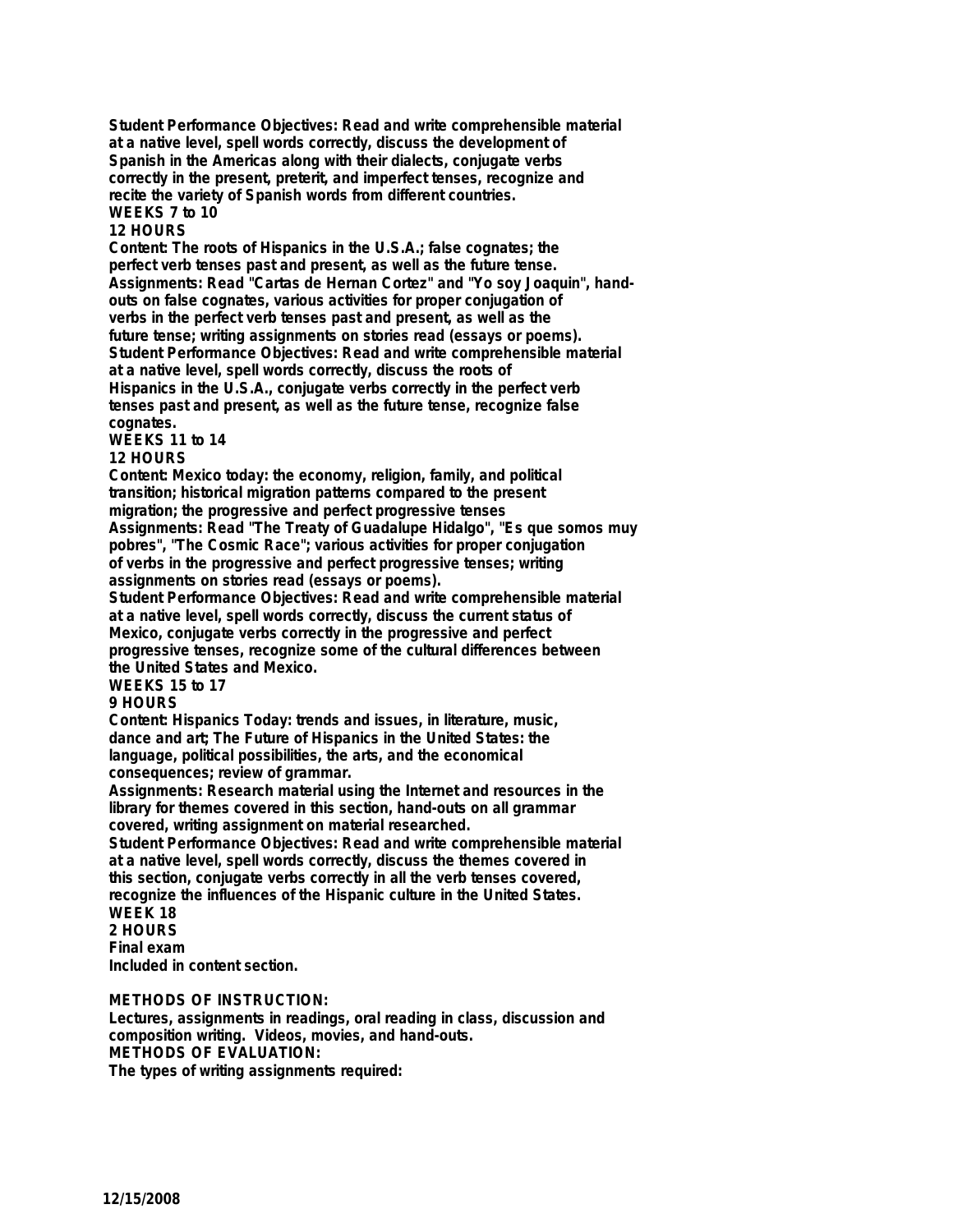**Student Performance Objectives: Read and write comprehensible material at a native level, spell words correctly, discuss the development of Spanish in the Americas along with their dialects, conjugate verbs correctly in the present, preterit, and imperfect tenses, recognize and recite the variety of Spanish words from different countries.**
**WEEKS 7 to 10**
**12 HOURS**
**Content: The roots of Hispanics in the U.S.A.; false cognates; the perfect verb tenses past and present, as well as the future tense.**
**Assignments: Read "Cartas de Hernan Cortez" and "Yo soy Joaquin", hand-outs on false cognates, various activities for proper conjugation of verbs in the perfect verb tenses past and present, as well as the future tense; writing assignments on stories read (essays or poems).**
**Student Performance Objectives: Read and write comprehensible material at a native level, spell words correctly, discuss the roots of Hispanics in the U.S.A., conjugate verbs correctly in the perfect verb tenses past and present, as well as the future tense, recognize false cognates.**
**WEEKS 11 to 14**
**12 HOURS**
**Content: Mexico today: the economy, religion, family, and political transition; historical migration patterns compared to the present migration; the progressive and perfect progressive tenses**
**Assignments: Read "The Treaty of Guadalupe Hidalgo", "Es que somos muy pobres", "The Cosmic Race"; various activities for proper conjugation of verbs in the progressive and perfect progressive tenses; writing assignments on stories read (essays or poems).**
**Student Performance Objectives: Read and write comprehensible material at a native level, spell words correctly, discuss the current status of Mexico, conjugate verbs correctly in the progressive and perfect progressive tenses, recognize some of the cultural differences between the United States and Mexico.**
**WEEKS 15 to 17**
**9 HOURS**
**Content: Hispanics Today: trends and issues, in literature, music, dance and art; The Future of Hispanics in the United States: the language, political possibilities, the arts, and the economical consequences; review of grammar.**
**Assignments: Research material using the Internet and resources in the library for themes covered in this section, hand-outs on all grammar covered, writing assignment on material researched.**
**Student Performance Objectives: Read and write comprehensible material at a native level, spell words correctly, discuss the themes covered in this section, conjugate verbs correctly in all the verb tenses covered, recognize the influences of the Hispanic culture in the United States.**
**WEEK 18**
**2 HOURS**
**Final exam**
**Included in content section.**

**METHODS OF INSTRUCTION:**
**Lectures, assignments in readings, oral reading in class, discussion and composition writing. Videos, movies, and hand-outs.**
**METHODS OF EVALUATION:**
**The types of writing assignments required:**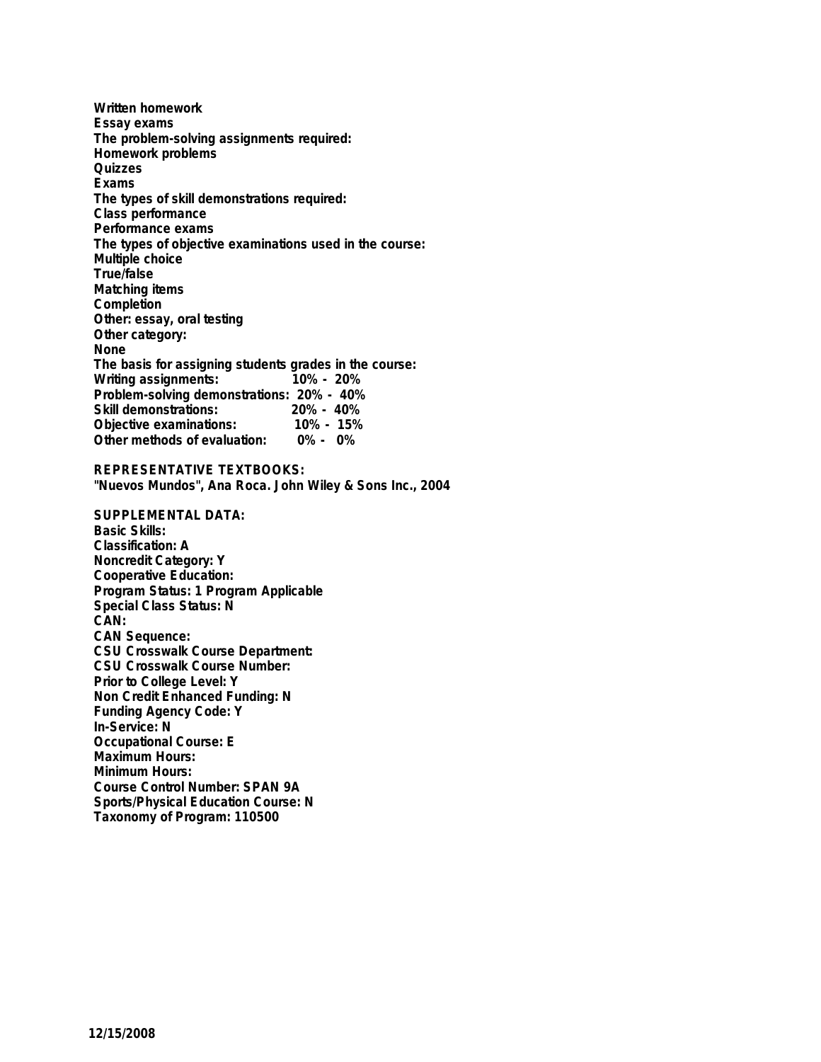**Written homework**
**Essay exams**
**The problem-solving assignments required:**
**Homework problems**
**Quizzes**
**Exams**
**The types of skill demonstrations required:**
**Class performance**
**Performance exams**
**The types of objective examinations used in the course:**
**Multiple choice**
**True/false**
**Matching items**
**Completion**
**Other: essay, oral testing**
**Other category:**
**None**
**The basis for assigning students grades in the course:**

| | |
|---|---|
| **Writing assignments:** | **10% - 20%** |
| **Problem-solving demonstrations:** | **20% - 40%** |
| **Skill demonstrations:** | **20% - 40%** |
| **Objective examinations:** | **10% - 15%** |
| **Other methods of evaluation:** | **0% - 0%** |

**REPRESENTATIVE TEXTBOOKS:**
**"Nuevos Mundos", Ana Roca. John Wiley & Sons Inc., 2004**

**SUPPLEMENTAL DATA:**
**Basic Skills:**
**Classification: A**
**Noncredit Category: Y**
**Cooperative Education:**
**Program Status: 1 Program Applicable**
**Special Class Status: N**
**CAN:**
**CAN Sequence:**
**CSU Crosswalk Course Department:**
**CSU Crosswalk Course Number:**
**Prior to College Level: Y**
**Non Credit Enhanced Funding: N**
**Funding Agency Code: Y**
**In-Service: N**
**Occupational Course: E**
**Maximum Hours:**
**Minimum Hours:**
**Course Control Number: SPAN 9A**
**Sports/Physical Education Course: N**
**Taxonomy of Program: 110500**